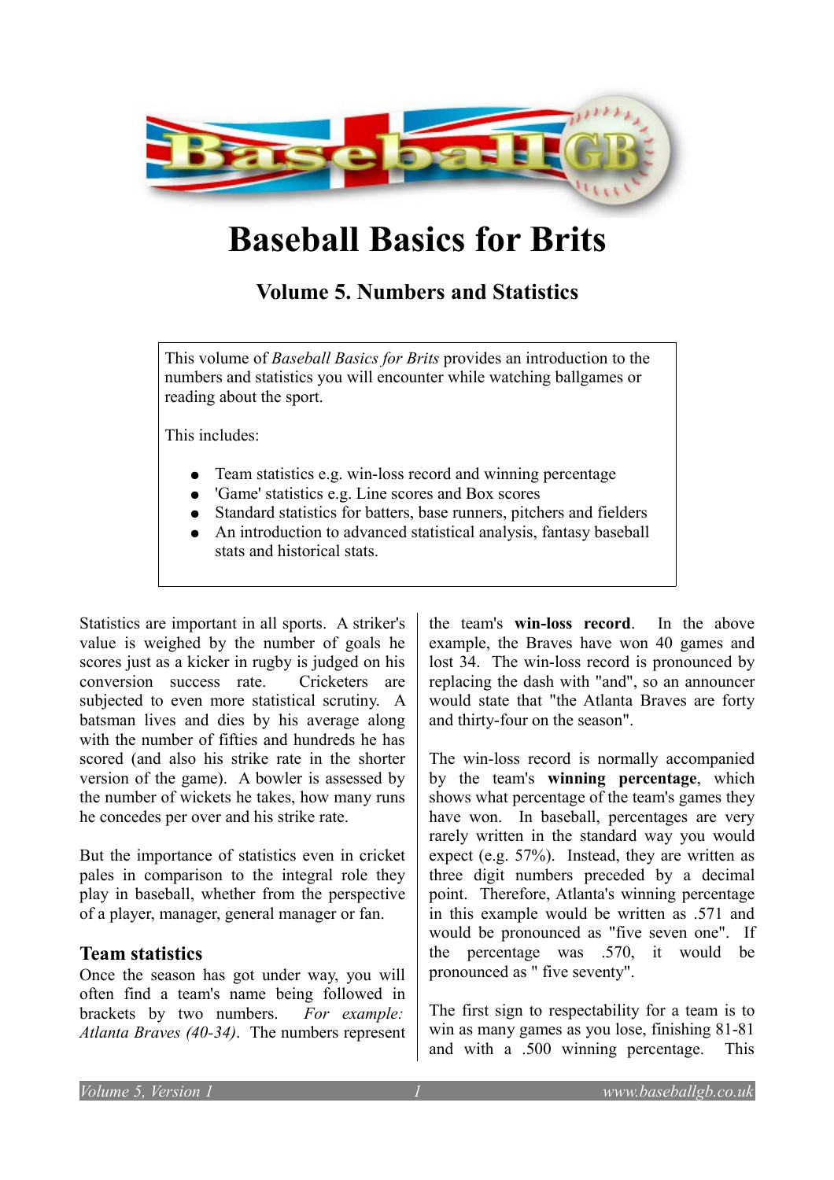# Baseball Basics for Brits

## Volume 5. Numbers and Statistics

This volume of *Baseball Basics for Brits* provides an introduction to the numbers and statistics you will encounter while watching ballgames or reading about the sport.

This includes:

- Team statistics e.g. win-loss record and winning percentage
- 'Game' statistics e.g. Line scores and Box scores
- Standard statistics for batters, base runners, pitchers and fielders
- An introduction to advanced statistical analysis, fantasy baseball stats and historical stats.

Statistics are important in all sports. A striker's value is weighed by the number of goals he scores just as a kicker in rugby is judged on his conversion success rate. Cricketers are subjected to even more statistical scrutiny. A batsman lives and dies by his average along with the number of fifties and hundreds he has scored (and also his strike rate in the shorter version of the game). A bowler is assessed by the number of wickets he takes, how many runs he concedes per over and his strike rate.

But the importance of statistics even in cricket pales in comparison to the integral role they play in baseball, whether from the perspective of a player, manager, general manager or fan.

### Team statistics

Once the season has got under way, you will often find a team's name being followed in brackets by two numbers. *For example: Atlanta Braves (40-34)*. The numbers represent the team's **win-loss record**. In the above example, the Braves have won 40 games and lost 34. The win-loss record is pronounced by replacing the dash with "and", so an announcer would state that "the Atlanta Braves are forty and thirty-four on the season".

The win-loss record is normally accompanied by the team's **winning percentage**, which shows what percentage of the team's games they have won. In baseball, percentages are very rarely written in the standard way you would expect (e.g. 57%). Instead, they are written as three digit numbers preceded by a decimal point. Therefore, Atlanta's winning percentage in this example would be written as .571 and would be pronounced as "five seven one". If the percentage was .570, it would be pronounced as " five seventy".

The first sign to respectability for a team is to win as many games as you lose, finishing 81-81 and with a .500 winning percentage. This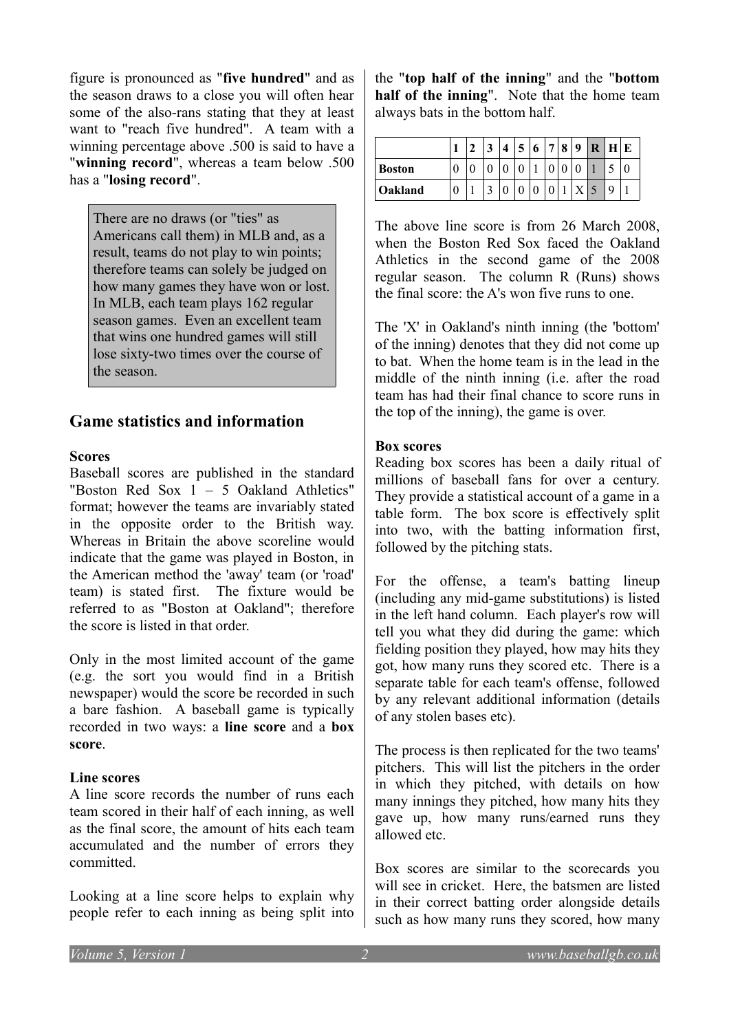figure is pronounced as "**five hundred**" and as the season draws to a close you will often hear some of the also-rans stating that they at least want to "reach five hundred". A team with a winning percentage above .500 is said to have a "**winning record**", whereas a team below .500 has a "**losing record**".

> There are no draws (or "ties" as Americans call them) in MLB and, as a result, teams do not play to win points; therefore teams can solely be judged on how many games they have won or lost. In MLB, each team plays 162 regular season games. Even an excellent team that wins one hundred games will still lose sixty-two times over the course of the season.

## Game statistics and information

**Scores**

Baseball scores are published in the standard "Boston Red Sox 1 – 5 Oakland Athletics" format; however the teams are invariably stated in the opposite order to the British way. Whereas in Britain the above scoreline would indicate that the game was played in Boston, in the American method the 'away' team (or 'road' team) is stated first. The fixture would be referred to as "Boston at Oakland"; therefore the score is listed in that order.

Only in the most limited account of the game (e.g. the sort you would find in a British newspaper) would the score be recorded in such a bare fashion. A baseball game is typically recorded in two ways: a **line score** and a **box score**.

**Line scores**

A line score records the number of runs each team scored in their half of each inning, as well as the final score, the amount of hits each team accumulated and the number of errors they committed.

Looking at a line score helps to explain why people refer to each inning as being split into the "**top half of the inning**" and the "**bottom half of the inning**". Note that the home team always bats in the bottom half.

| | 1 | 2 | 3 | 4 | 5 | 6 | 7 | 8 | 9 | R | H | E |
|---|---|---|---|---|---|---|---|---|---|---|---|---|
| **Boston** | 0 | 0 | 0 | 0 | 0 | 1 | 0 | 0 | 0 | 1 | 5 | 0 |
| **Oakland** | 0 | 1 | 3 | 0 | 0 | 0 | 0 | 1 | X | 5 | 9 | 1 |

The above line score is from 26 March 2008, when the Boston Red Sox faced the Oakland Athletics in the second game of the 2008 regular season. The column R (Runs) shows the final score: the A's won five runs to one.

The 'X' in Oakland's ninth inning (the 'bottom' of the inning) denotes that they did not come up to bat. When the home team is in the lead in the middle of the ninth inning (i.e. after the road team has had their final chance to score runs in the top of the inning), the game is over.

**Box scores**

Reading box scores has been a daily ritual of millions of baseball fans for over a century. They provide a statistical account of a game in a table form. The box score is effectively split into two, with the batting information first, followed by the pitching stats.

For the offense, a team's batting lineup (including any mid-game substitutions) is listed in the left hand column. Each player's row will tell you what they did during the game: which fielding position they played, how may hits they got, how many runs they scored etc. There is a separate table for each team's offense, followed by any relevant additional information (details of any stolen bases etc).

The process is then replicated for the two teams' pitchers. This will list the pitchers in the order in which they pitched, with details on how many innings they pitched, how many hits they gave up, how many runs/earned runs they allowed etc.

Box scores are similar to the scorecards you will see in cricket. Here, the batsmen are listed in their correct batting order alongside details such as how many runs they scored, how many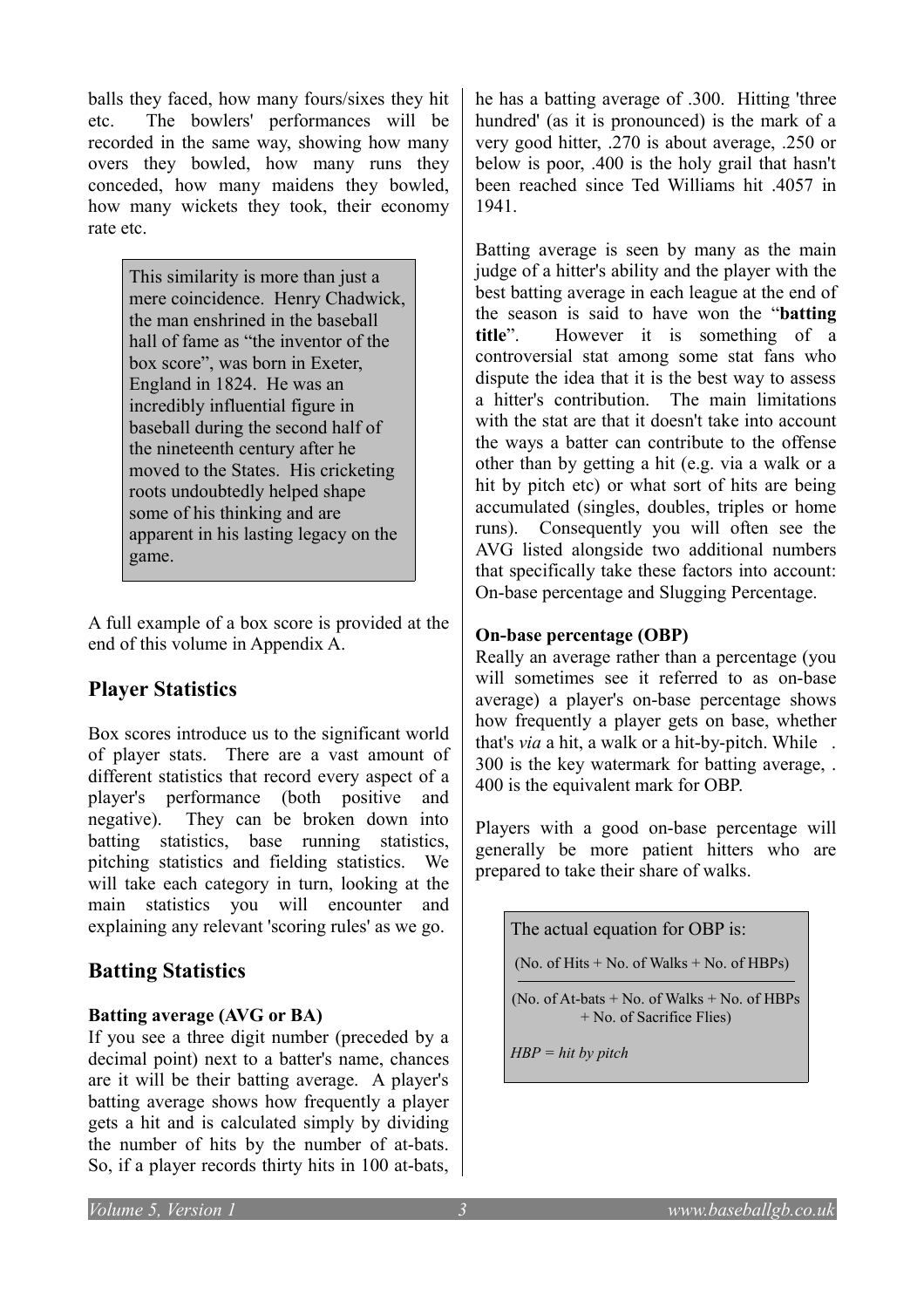balls they faced, how many fours/sixes they hit etc. The bowlers' performances will be recorded in the same way, showing how many overs they bowled, how many runs they conceded, how many maidens they bowled, how many wickets they took, their economy rate etc.

> This similarity is more than just a mere coincidence. Henry Chadwick, the man enshrined in the baseball hall of fame as "the inventor of the box score", was born in Exeter, England in 1824. He was an incredibly influential figure in baseball during the second half of the nineteenth century after he moved to the States. His cricketing roots undoubtedly helped shape some of his thinking and are apparent in his lasting legacy on the game.

A full example of a box score is provided at the end of this volume in Appendix A.

## Player Statistics

Box scores introduce us to the significant world of player stats. There are a vast amount of different statistics that record every aspect of a player's performance (both positive and negative). They can be broken down into batting statistics, base running statistics, pitching statistics and fielding statistics. We will take each category in turn, looking at the main statistics you will encounter and explaining any relevant 'scoring rules' as we go.

## Batting Statistics

### Batting average (AVG or BA)

If you see a three digit number (preceded by a decimal point) next to a batter's name, chances are it will be their batting average. A player's batting average shows how frequently a player gets a hit and is calculated simply by dividing the number of hits by the number of at-bats. So, if a player records thirty hits in 100 at-bats, he has a batting average of .300. Hitting 'three hundred' (as it is pronounced) is the mark of a very good hitter, .270 is about average, .250 or below is poor, .400 is the holy grail that hasn't been reached since Ted Williams hit .4057 in 1941.

Batting average is seen by many as the main judge of a hitter's ability and the player with the best batting average in each league at the end of the season is said to have won the "**batting title**". However it is something of a controversial stat among some stat fans who dispute the idea that it is the best way to assess a hitter's contribution. The main limitations with the stat are that it doesn't take into account the ways a batter can contribute to the offense other than by getting a hit (e.g. via a walk or a hit by pitch etc) or what sort of hits are being accumulated (singles, doubles, triples or home runs). Consequently you will often see the AVG listed alongside two additional numbers that specifically take these factors into account: On-base percentage and Slugging Percentage.

### On-base percentage (OBP)

Really an average rather than a percentage (you will sometimes see it referred to as on-base average) a player's on-base percentage shows how frequently a player gets on base, whether that's *via* a hit, a walk or a hit-by-pitch. While .300 is the key watermark for batting average, .400 is the equivalent mark for OBP.

Players with a good on-base percentage will generally be more patient hitters who are prepared to take their share of walks.

> The actual equation for OBP is:
>
> $$\frac{\text{No. of Hits} + \text{No. of Walks} + \text{No. of HBPs}}{\text{No. of At-bats} + \text{No. of Walks} + \text{No. of HBPs} + \text{No. of Sacrifice Flies}}$$
>
> *HBP = hit by pitch*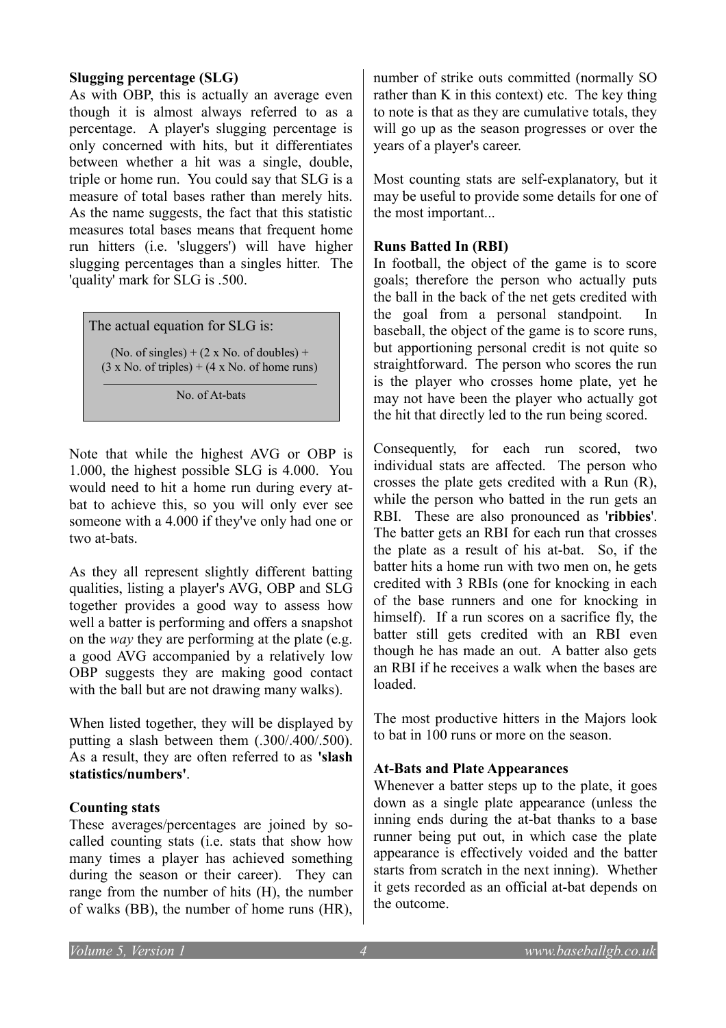**Slugging percentage (SLG)**

As with OBP, this is actually an average even though it is almost always referred to as a percentage. A player's slugging percentage is only concerned with hits, but it differentiates between whether a hit was a single, double, triple or home run. You could say that SLG is a measure of total bases rather than merely hits. As the name suggests, the fact that this statistic measures total bases means that frequent home run hitters (i.e. 'sluggers') will have higher slugging percentages than a singles hitter. The 'quality' mark for SLG is .500.

The actual equation for SLG is:

$$\frac{(\text{No. of singles}) + (2 \times \text{No. of doubles}) + (3 \times \text{No. of triples}) + (4 \times \text{No. of home runs})}{\text{No. of At-bats}}$$

Note that while the highest AVG or OBP is 1.000, the highest possible SLG is 4.000. You would need to hit a home run during every at-bat to achieve this, so you will only ever see someone with a 4.000 if they've only had one or two at-bats.

As they all represent slightly different batting qualities, listing a player's AVG, OBP and SLG together provides a good way to assess how well a batter is performing and offers a snapshot on the *way* they are performing at the plate (e.g. a good AVG accompanied by a relatively low OBP suggests they are making good contact with the ball but are not drawing many walks).

When listed together, they will be displayed by putting a slash between them (.300/.400/.500). As a result, they are often referred to as **'slash statistics/numbers'**.

**Counting stats**

These averages/percentages are joined by so-called counting stats (i.e. stats that show how many times a player has achieved something during the season or their career). They can range from the number of hits (H), the number of walks (BB), the number of home runs (HR), number of strike outs committed (normally SO rather than K in this context) etc. The key thing to note is that as they are cumulative totals, they will go up as the season progresses or over the years of a player's career.

Most counting stats are self-explanatory, but it may be useful to provide some details for one of the most important...

**Runs Batted In (RBI)**

In football, the object of the game is to score goals; therefore the person who actually puts the ball in the back of the net gets credited with the goal from a personal standpoint. In baseball, the object of the game is to score runs, but apportioning personal credit is not quite so straightforward. The person who scores the run is the player who crosses home plate, yet he may not have been the player who actually got the hit that directly led to the run being scored.

Consequently, for each run scored, two individual stats are affected. The person who crosses the plate gets credited with a Run (R), while the person who batted in the run gets an RBI. These are also pronounced as '**ribbies**'. The batter gets an RBI for each run that crosses the plate as a result of his at-bat. So, if the batter hits a home run with two men on, he gets credited with 3 RBIs (one for knocking in each of the base runners and one for knocking in himself). If a run scores on a sacrifice fly, the batter still gets credited with an RBI even though he has made an out. A batter also gets an RBI if he receives a walk when the bases are loaded.

The most productive hitters in the Majors look to bat in 100 runs or more on the season.

**At-Bats and Plate Appearances**

Whenever a batter steps up to the plate, it goes down as a single plate appearance (unless the inning ends during the at-bat thanks to a base runner being put out, in which case the plate appearance is effectively voided and the batter starts from scratch in the next inning). Whether it gets recorded as an official at-bat depends on the outcome.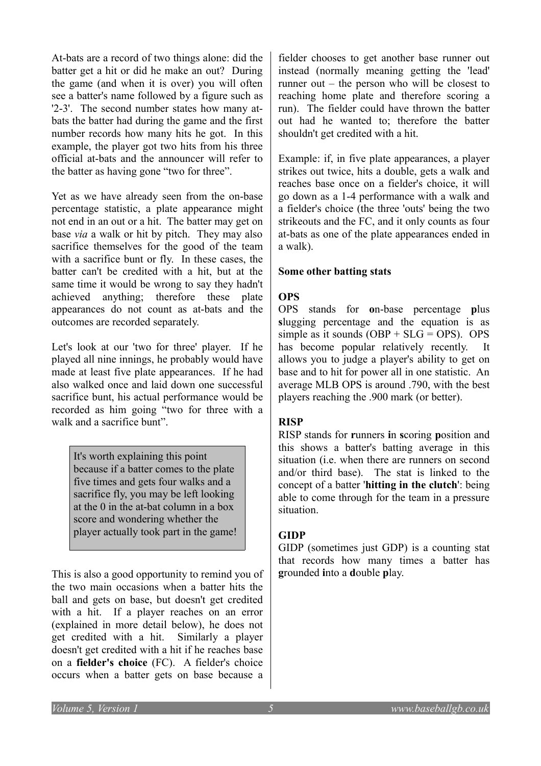At-bats are a record of two things alone: did the batter get a hit or did he make an out? During the game (and when it is over) you will often see a batter's name followed by a figure such as '2-3'. The second number states how many at-bats the batter had during the game and the first number records how many hits he got. In this example, the player got two hits from his three official at-bats and the announcer will refer to the batter as having gone "two for three".

Yet as we have already seen from the on-base percentage statistic, a plate appearance might not end in an out or a hit. The batter may get on base *via* a walk or hit by pitch. They may also sacrifice themselves for the good of the team with a sacrifice bunt or fly. In these cases, the batter can't be credited with a hit, but at the same time it would be wrong to say they hadn't achieved anything; therefore these plate appearances do not count as at-bats and the outcomes are recorded separately.

Let's look at our 'two for three' player. If he played all nine innings, he probably would have made at least five plate appearances. If he had also walked once and laid down one successful sacrifice bunt, his actual performance would be recorded as him going "two for three with a walk and a sacrifice bunt".

> It's worth explaining this point because if a batter comes to the plate five times and gets four walks and a sacrifice fly, you may be left looking at the 0 in the at-bat column in a box score and wondering whether the player actually took part in the game!

This is also a good opportunity to remind you of the two main occasions when a batter hits the ball and gets on base, but doesn't get credited with a hit. If a player reaches on an error (explained in more detail below), he does not get credited with a hit. Similarly a player doesn't get credited with a hit if he reaches base on a **fielder's choice** (FC). A fielder's choice occurs when a batter gets on base because a fielder chooses to get another base runner out instead (normally meaning getting the 'lead' runner out – the person who will be closest to reaching home plate and therefore scoring a run). The fielder could have thrown the batter out had he wanted to; therefore the batter shouldn't get credited with a hit.

Example: if, in five plate appearances, a player strikes out twice, hits a double, gets a walk and reaches base once on a fielder's choice, it will go down as a 1-4 performance with a walk and a fielder's choice (the three 'outs' being the two strikeouts and the FC, and it only counts as four at-bats as one of the plate appearances ended in a walk).

## Some other batting stats

### OPS

OPS stands for **o**n-base percentage **p**lus **s**lugging percentage and the equation is as simple as it sounds (OBP + SLG = OPS). OPS has become popular relatively recently. It allows you to judge a player's ability to get on base and to hit for power all in one statistic. An average MLB OPS is around .790, with the best players reaching the .900 mark (or better).

### RISP

RISP stands for **r**unners **i**n **s**coring **p**osition and this shows a batter's batting average in this situation (i.e. when there are runners on second and/or third base). The stat is linked to the concept of a batter '**hitting in the clutch**': being able to come through for the team in a pressure situation.

### GIDP

GIDP (sometimes just GDP) is a counting stat that records how many times a batter has **g**rounded **i**nto a **d**ouble **p**lay.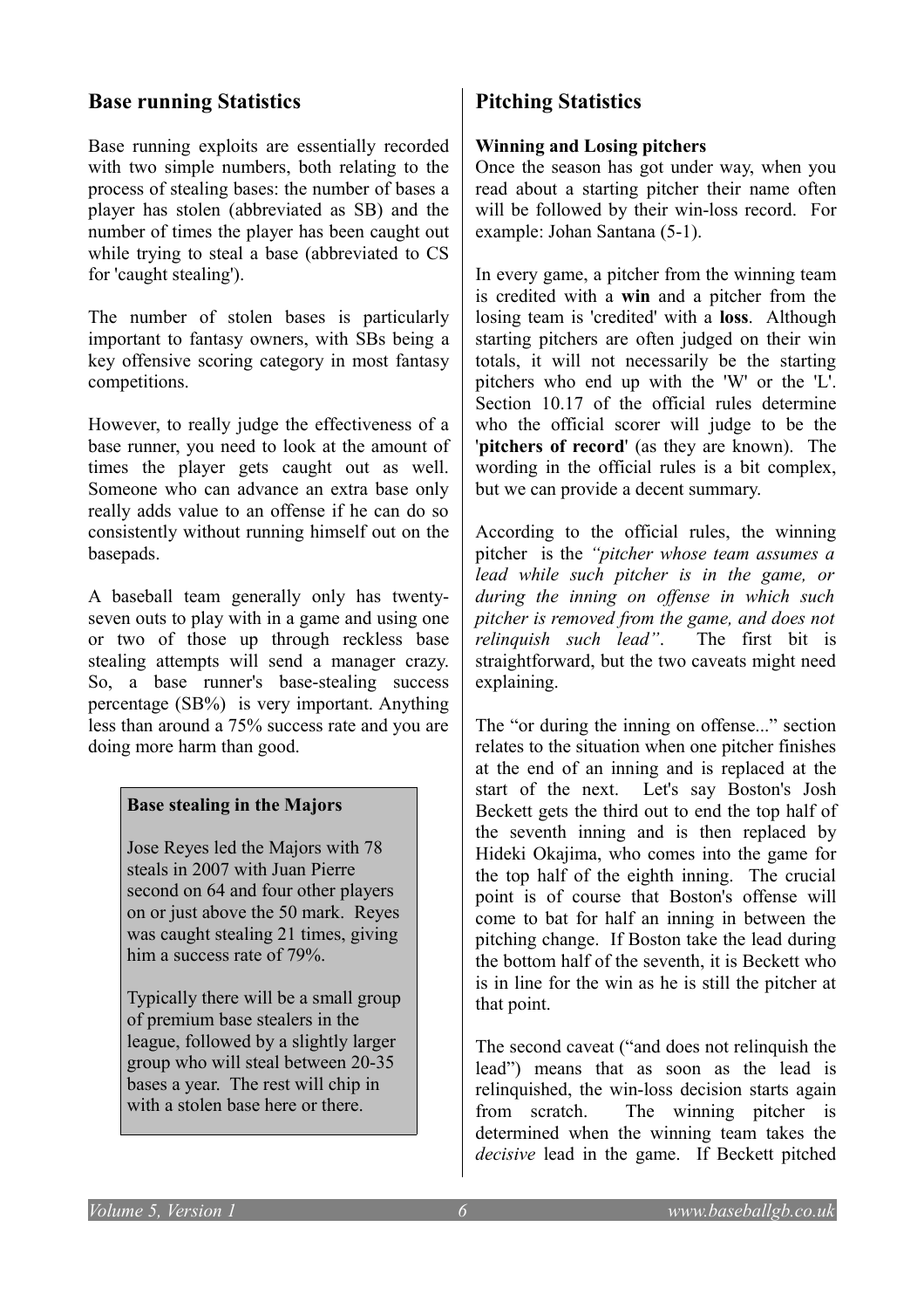## Base running Statistics

Base running exploits are essentially recorded with two simple numbers, both relating to the process of stealing bases: the number of bases a player has stolen (abbreviated as SB) and the number of times the player has been caught out while trying to steal a base (abbreviated to CS for 'caught stealing').

The number of stolen bases is particularly important to fantasy owners, with SBs being a key offensive scoring category in most fantasy competitions.

However, to really judge the effectiveness of a base runner, you need to look at the amount of times the player gets caught out as well. Someone who can advance an extra base only really adds value to an offense if he can do so consistently without running himself out on the basepads.

A baseball team generally only has twenty-seven outs to play with in a game and using one or two of those up through reckless base stealing attempts will send a manager crazy. So, a base runner's base-stealing success percentage (SB%) is very important. Anything less than around a 75% success rate and you are doing more harm than good.

> **Base stealing in the Majors**
>
> Jose Reyes led the Majors with 78 steals in 2007 with Juan Pierre second on 64 and four other players on or just above the 50 mark. Reyes was caught stealing 21 times, giving him a success rate of 79%.
>
> Typically there will be a small group of premium base stealers in the league, followed by a slightly larger group who will steal between 20-35 bases a year. The rest will chip in with a stolen base here or there.

## Pitching Statistics

**Winning and Losing pitchers**

Once the season has got under way, when you read about a starting pitcher their name often will be followed by their win-loss record. For example: Johan Santana (5-1).

In every game, a pitcher from the winning team is credited with a **win** and a pitcher from the losing team is 'credited' with a **loss**. Although starting pitchers are often judged on their win totals, it will not necessarily be the starting pitchers who end up with the 'W' or the 'L'. Section 10.17 of the official rules determine who the official scorer will judge to be the '**pitchers of record**' (as they are known). The wording in the official rules is a bit complex, but we can provide a decent summary.

According to the official rules, the winning pitcher is the *"pitcher whose team assumes a lead while such pitcher is in the game, or during the inning on offense in which such pitcher is removed from the game, and does not relinquish such lead"*. The first bit is straightforward, but the two caveats might need explaining.

The "or during the inning on offense..." section relates to the situation when one pitcher finishes at the end of an inning and is replaced at the start of the next. Let's say Boston's Josh Beckett gets the third out to end the top half of the seventh inning and is then replaced by Hideki Okajima, who comes into the game for the top half of the eighth inning. The crucial point is of course that Boston's offense will come to bat for half an inning in between the pitching change. If Boston take the lead during the bottom half of the seventh, it is Beckett who is in line for the win as he is still the pitcher at that point.

The second caveat ("and does not relinquish the lead") means that as soon as the lead is relinquished, the win-loss decision starts again from scratch. The winning pitcher is determined when the winning team takes the *decisive* lead in the game. If Beckett pitched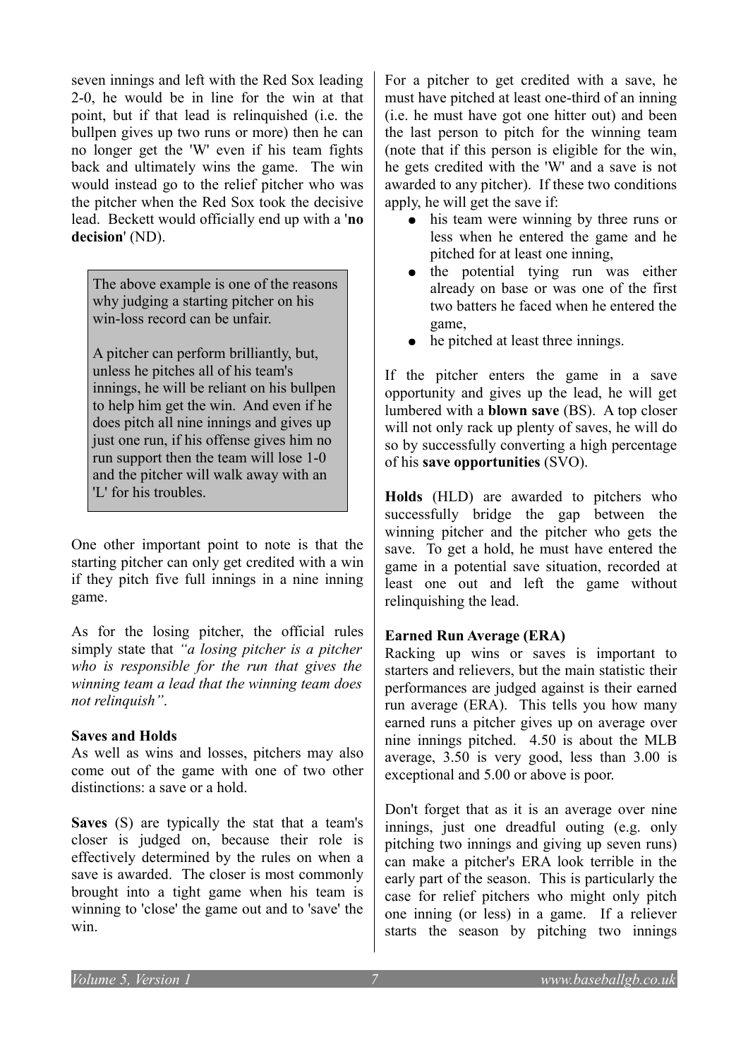seven innings and left with the Red Sox leading 2-0, he would be in line for the win at that point, but if that lead is relinquished (i.e. the bullpen gives up two runs or more) then he can no longer get the 'W' even if his team fights back and ultimately wins the game. The win would instead go to the relief pitcher who was the pitcher when the Red Sox took the decisive lead. Beckett would officially end up with a '**no decision**' (ND).

> The above example is one of the reasons why judging a starting pitcher on his win-loss record can be unfair.
>
> A pitcher can perform brilliantly, but, unless he pitches all of his team's innings, he will be reliant on his bullpen to help him get the win. And even if he does pitch all nine innings and gives up just one run, if his offense gives him no run support then the team will lose 1-0 and the pitcher will walk away with an 'L' for his troubles.

One other important point to note is that the starting pitcher can only get credited with a win if they pitch five full innings in a nine inning game.

As for the losing pitcher, the official rules simply state that *"a losing pitcher is a pitcher who is responsible for the run that gives the winning team a lead that the winning team does not relinquish"*.

**Saves and Holds**

As well as wins and losses, pitchers may also come out of the game with one of two other distinctions: a save or a hold.

**Saves** (S) are typically the stat that a team's closer is judged on, because their role is effectively determined by the rules on when a save is awarded. The closer is most commonly brought into a tight game when his team is winning to 'close' the game out and to 'save' the win.

For a pitcher to get credited with a save, he must have pitched at least one-third of an inning (i.e. he must have got one hitter out) and been the last person to pitch for the winning team (note that if this person is eligible for the win, he gets credited with the 'W' and a save is not awarded to any pitcher). If these two conditions apply, he will get the save if:

- his team were winning by three runs or less when he entered the game and he pitched for at least one inning,
- the potential tying run was either already on base or was one of the first two batters he faced when he entered the game,
- he pitched at least three innings.

If the pitcher enters the game in a save opportunity and gives up the lead, he will get lumbered with a **blown save** (BS). A top closer will not only rack up plenty of saves, he will do so by successfully converting a high percentage of his **save opportunities** (SVO).

**Holds** (HLD) are awarded to pitchers who successfully bridge the gap between the winning pitcher and the pitcher who gets the save. To get a hold, he must have entered the game in a potential save situation, recorded at least one out and left the game without relinquishing the lead.

**Earned Run Average (ERA)**

Racking up wins or saves is important to starters and relievers, but the main statistic their performances are judged against is their earned run average (ERA). This tells you how many earned runs a pitcher gives up on average over nine innings pitched. 4.50 is about the MLB average, 3.50 is very good, less than 3.00 is exceptional and 5.00 or above is poor.

Don't forget that as it is an average over nine innings, just one dreadful outing (e.g. only pitching two innings and giving up seven runs) can make a pitcher's ERA look terrible in the early part of the season. This is particularly the case for relief pitchers who might only pitch one inning (or less) in a game. If a reliever starts the season by pitching two innings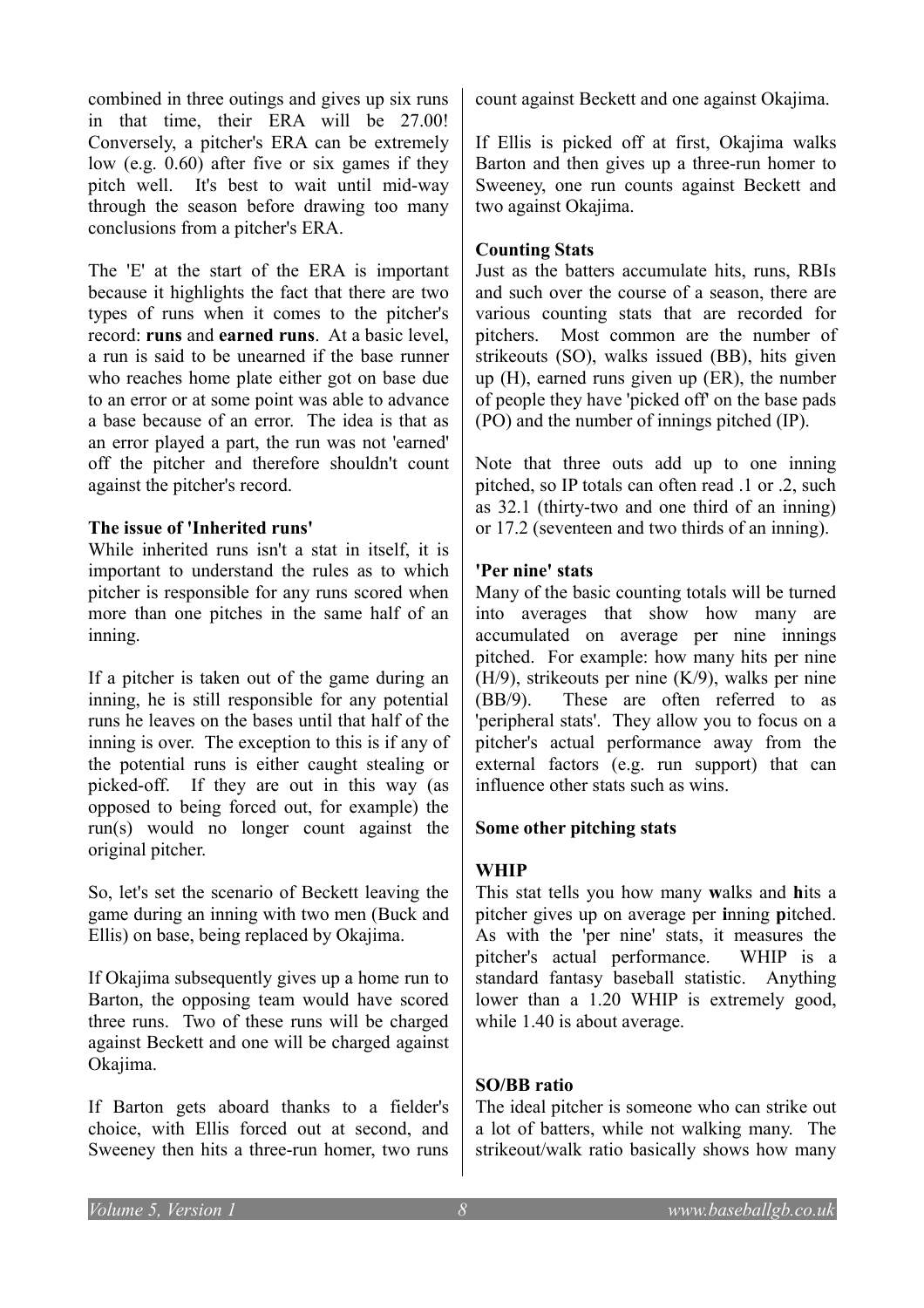combined in three outings and gives up six runs in that time, their ERA will be 27.00! Conversely, a pitcher's ERA can be extremely low (e.g. 0.60) after five or six games if they pitch well. It's best to wait until mid-way through the season before drawing too many conclusions from a pitcher's ERA.

The 'E' at the start of the ERA is important because it highlights the fact that there are two types of runs when it comes to the pitcher's record: **runs** and **earned runs**. At a basic level, a run is said to be unearned if the base runner who reaches home plate either got on base due to an error or at some point was able to advance a base because of an error. The idea is that as an error played a part, the run was not 'earned' off the pitcher and therefore shouldn't count against the pitcher's record.

**The issue of 'Inherited runs'**

While inherited runs isn't a stat in itself, it is important to understand the rules as to which pitcher is responsible for any runs scored when more than one pitches in the same half of an inning.

If a pitcher is taken out of the game during an inning, he is still responsible for any potential runs he leaves on the bases until that half of the inning is over. The exception to this is if any of the potential runs is either caught stealing or picked-off. If they are out in this way (as opposed to being forced out, for example) the run(s) would no longer count against the original pitcher.

So, let's set the scenario of Beckett leaving the game during an inning with two men (Buck and Ellis) on base, being replaced by Okajima.

If Okajima subsequently gives up a home run to Barton, the opposing team would have scored three runs. Two of these runs will be charged against Beckett and one will be charged against Okajima.

If Barton gets aboard thanks to a fielder's choice, with Ellis forced out at second, and Sweeney then hits a three-run homer, two runs count against Beckett and one against Okajima.

If Ellis is picked off at first, Okajima walks Barton and then gives up a three-run homer to Sweeney, one run counts against Beckett and two against Okajima.

**Counting Stats**

Just as the batters accumulate hits, runs, RBIs and such over the course of a season, there are various counting stats that are recorded for pitchers. Most common are the number of strikeouts (SO), walks issued (BB), hits given up (H), earned runs given up (ER), the number of people they have 'picked off' on the base pads (PO) and the number of innings pitched (IP).

Note that three outs add up to one inning pitched, so IP totals can often read .1 or .2, such as 32.1 (thirty-two and one third of an inning) or 17.2 (seventeen and two thirds of an inning).

**'Per nine' stats**

Many of the basic counting totals will be turned into averages that show how many are accumulated on average per nine innings pitched. For example: how many hits per nine (H/9), strikeouts per nine (K/9), walks per nine (BB/9). These are often referred to as 'peripheral stats'. They allow you to focus on a pitcher's actual performance away from the external factors (e.g. run support) that can influence other stats such as wins.

**Some other pitching stats**

**WHIP**

This stat tells you how many **w**alks and **h**its a pitcher gives up on average per **i**nning **p**itched. As with the 'per nine' stats, it measures the pitcher's actual performance. WHIP is a standard fantasy baseball statistic. Anything lower than a 1.20 WHIP is extremely good, while 1.40 is about average.

**SO/BB ratio**

The ideal pitcher is someone who can strike out a lot of batters, while not walking many. The strikeout/walk ratio basically shows how many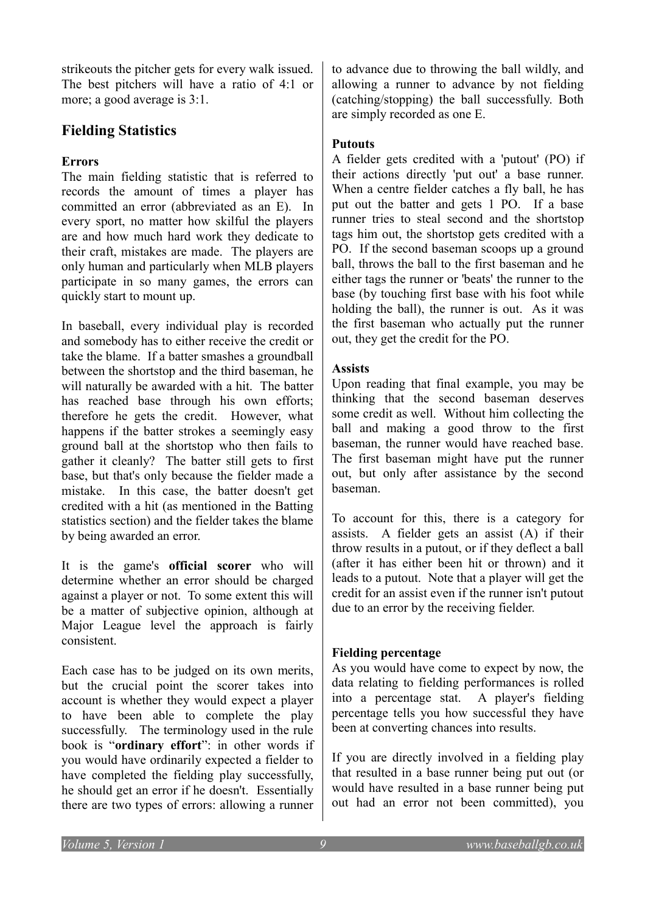strikeouts the pitcher gets for every walk issued. The best pitchers will have a ratio of 4:1 or more; a good average is 3:1.

## Fielding Statistics

### Errors

The main fielding statistic that is referred to records the amount of times a player has committed an error (abbreviated as an E). In every sport, no matter how skilful the players are and how much hard work they dedicate to their craft, mistakes are made. The players are only human and particularly when MLB players participate in so many games, the errors can quickly start to mount up.

In baseball, every individual play is recorded and somebody has to either receive the credit or take the blame. If a batter smashes a groundball between the shortstop and the third baseman, he will naturally be awarded with a hit. The batter has reached base through his own efforts; therefore he gets the credit. However, what happens if the batter strokes a seemingly easy ground ball at the shortstop who then fails to gather it cleanly? The batter still gets to first base, but that's only because the fielder made a mistake. In this case, the batter doesn't get credited with a hit (as mentioned in the Batting statistics section) and the fielder takes the blame by being awarded an error.

It is the game's **official scorer** who will determine whether an error should be charged against a player or not. To some extent this will be a matter of subjective opinion, although at Major League level the approach is fairly consistent.

Each case has to be judged on its own merits, but the crucial point the scorer takes into account is whether they would expect a player to have been able to complete the play successfully. The terminology used in the rule book is "**ordinary effort**": in other words if you would have ordinarily expected a fielder to have completed the fielding play successfully, he should get an error if he doesn't. Essentially there are two types of errors: allowing a runner to advance due to throwing the ball wildly, and allowing a runner to advance by not fielding (catching/stopping) the ball successfully. Both are simply recorded as one E.

### Putouts

A fielder gets credited with a 'putout' (PO) if their actions directly 'put out' a base runner. When a centre fielder catches a fly ball, he has put out the batter and gets 1 PO. If a base runner tries to steal second and the shortstop tags him out, the shortstop gets credited with a PO. If the second baseman scoops up a ground ball, throws the ball to the first baseman and he either tags the runner or 'beats' the runner to the base (by touching first base with his foot while holding the ball), the runner is out. As it was the first baseman who actually put the runner out, they get the credit for the PO.

### Assists

Upon reading that final example, you may be thinking that the second baseman deserves some credit as well. Without him collecting the ball and making a good throw to the first baseman, the runner would have reached base. The first baseman might have put the runner out, but only after assistance by the second baseman.

To account for this, there is a category for assists. A fielder gets an assist (A) if their throw results in a putout, or if they deflect a ball (after it has either been hit or thrown) and it leads to a putout. Note that a player will get the credit for an assist even if the runner isn't putout due to an error by the receiving fielder.

### Fielding percentage

As you would have come to expect by now, the data relating to fielding performances is rolled into a percentage stat. A player's fielding percentage tells you how successful they have been at converting chances into results.

If you are directly involved in a fielding play that resulted in a base runner being put out (or would have resulted in a base runner being put out had an error not been committed), you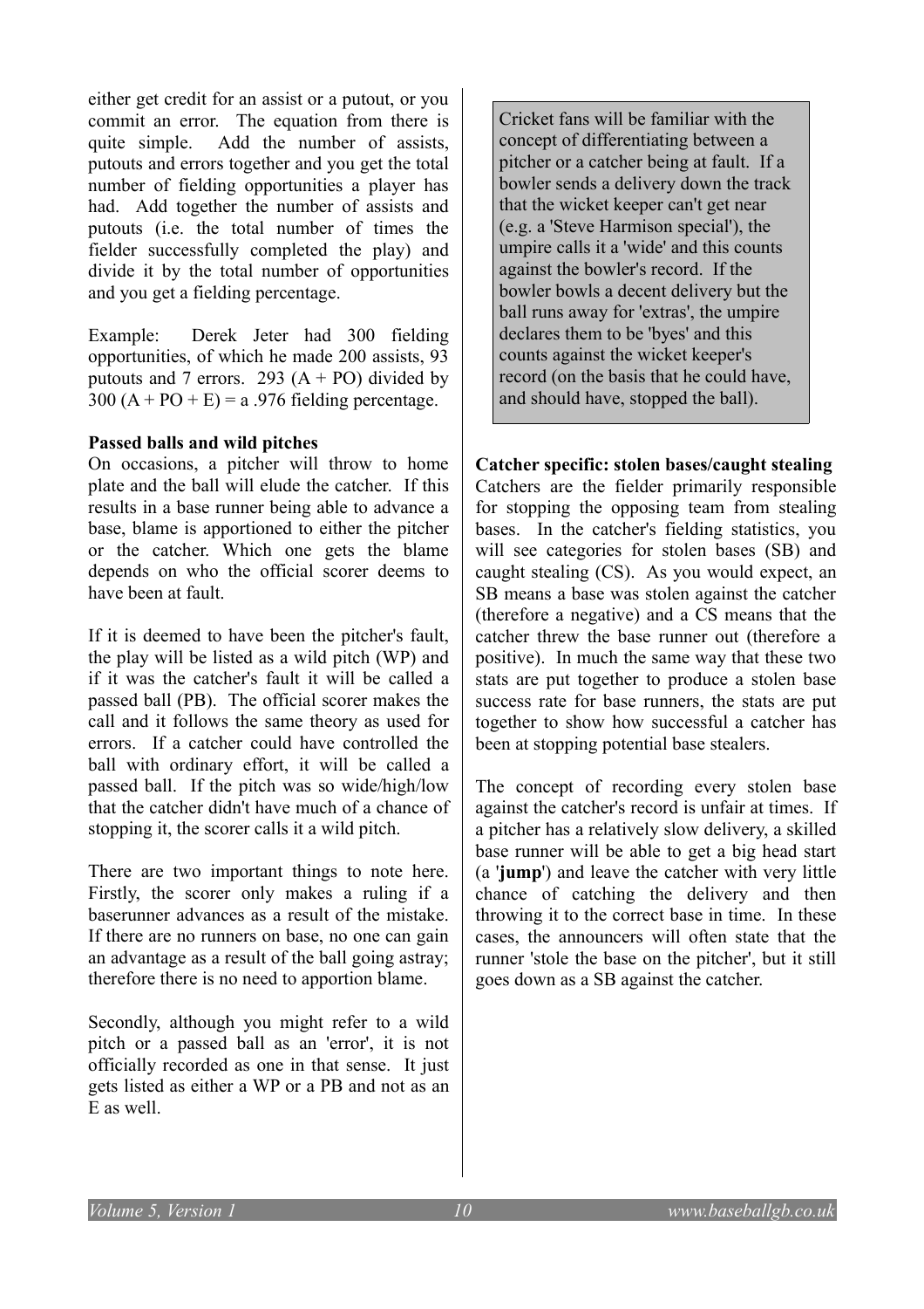either get credit for an assist or a putout, or you commit an error. The equation from there is quite simple. Add the number of assists, putouts and errors together and you get the total number of fielding opportunities a player has had. Add together the number of assists and putouts (i.e. the total number of times the fielder successfully completed the play) and divide it by the total number of opportunities and you get a fielding percentage.

Example: Derek Jeter had 300 fielding opportunities, of which he made 200 assists, 93 putouts and 7 errors. 293 (A + PO) divided by 300 (A + PO + E) = a .976 fielding percentage.

**Passed balls and wild pitches**

On occasions, a pitcher will throw to home plate and the ball will elude the catcher. If this results in a base runner being able to advance a base, blame is apportioned to either the pitcher or the catcher. Which one gets the blame depends on who the official scorer deems to have been at fault.

If it is deemed to have been the pitcher's fault, the play will be listed as a wild pitch (WP) and if it was the catcher's fault it will be called a passed ball (PB). The official scorer makes the call and it follows the same theory as used for errors. If a catcher could have controlled the ball with ordinary effort, it will be called a passed ball. If the pitch was so wide/high/low that the catcher didn't have much of a chance of stopping it, the scorer calls it a wild pitch.

There are two important things to note here. Firstly, the scorer only makes a ruling if a baserunner advances as a result of the mistake. If there are no runners on base, no one can gain an advantage as a result of the ball going astray; therefore there is no need to apportion blame.

Secondly, although you might refer to a wild pitch or a passed ball as an 'error', it is not officially recorded as one in that sense. It just gets listed as either a WP or a PB and not as an E as well.

> Cricket fans will be familiar with the concept of differentiating between a pitcher or a catcher being at fault. If a bowler sends a delivery down the track that the wicket keeper can't get near (e.g. a 'Steve Harmison special'), the umpire calls it a 'wide' and this counts against the bowler's record. If the bowler bowls a decent delivery but the ball runs away for 'extras', the umpire declares them to be 'byes' and this counts against the wicket keeper's record (on the basis that he could have, and should have, stopped the ball).

**Catcher specific: stolen bases/caught stealing**

Catchers are the fielder primarily responsible for stopping the opposing team from stealing bases. In the catcher's fielding statistics, you will see categories for stolen bases (SB) and caught stealing (CS). As you would expect, an SB means a base was stolen against the catcher (therefore a negative) and a CS means that the catcher threw the base runner out (therefore a positive). In much the same way that these two stats are put together to produce a stolen base success rate for base runners, the stats are put together to show how successful a catcher has been at stopping potential base stealers.

The concept of recording every stolen base against the catcher's record is unfair at times. If a pitcher has a relatively slow delivery, a skilled base runner will be able to get a big head start (a '**jump**') and leave the catcher with very little chance of catching the delivery and then throwing it to the correct base in time. In these cases, the announcers will often state that the runner 'stole the base on the pitcher', but it still goes down as a SB against the catcher.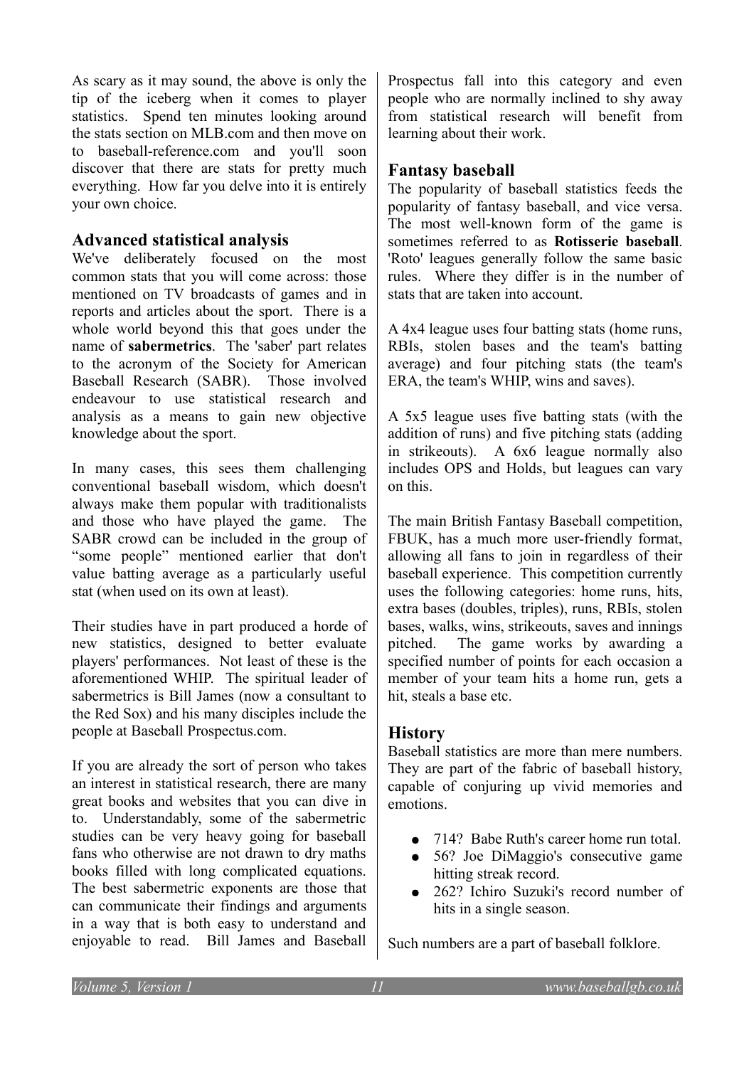As scary as it may sound, the above is only the tip of the iceberg when it comes to player statistics. Spend ten minutes looking around the stats section on MLB.com and then move on to baseball-reference.com and you'll soon discover that there are stats for pretty much everything. How far you delve into it is entirely your own choice.

## Advanced statistical analysis

We've deliberately focused on the most common stats that you will come across: those mentioned on TV broadcasts of games and in reports and articles about the sport. There is a whole world beyond this that goes under the name of **sabermetrics**. The 'saber' part relates to the acronym of the Society for American Baseball Research (SABR). Those involved endeavour to use statistical research and analysis as a means to gain new objective knowledge about the sport.

In many cases, this sees them challenging conventional baseball wisdom, which doesn't always make them popular with traditionalists and those who have played the game. The SABR crowd can be included in the group of "some people" mentioned earlier that don't value batting average as a particularly useful stat (when used on its own at least).

Their studies have in part produced a horde of new statistics, designed to better evaluate players' performances. Not least of these is the aforementioned WHIP. The spiritual leader of sabermetrics is Bill James (now a consultant to the Red Sox) and his many disciples include the people at Baseball Prospectus.com.

If you are already the sort of person who takes an interest in statistical research, there are many great books and websites that you can dive in to. Understandably, some of the sabermetric studies can be very heavy going for baseball fans who otherwise are not drawn to dry maths books filled with long complicated equations. The best sabermetric exponents are those that can communicate their findings and arguments in a way that is both easy to understand and enjoyable to read. Bill James and Baseball Prospectus fall into this category and even people who are normally inclined to shy away from statistical research will benefit from learning about their work.

## Fantasy baseball

The popularity of baseball statistics feeds the popularity of fantasy baseball, and vice versa. The most well-known form of the game is sometimes referred to as **Rotisserie baseball**. 'Roto' leagues generally follow the same basic rules. Where they differ is in the number of stats that are taken into account.

A 4x4 league uses four batting stats (home runs, RBIs, stolen bases and the team's batting average) and four pitching stats (the team's ERA, the team's WHIP, wins and saves).

A 5x5 league uses five batting stats (with the addition of runs) and five pitching stats (adding in strikeouts). A 6x6 league normally also includes OPS and Holds, but leagues can vary on this.

The main British Fantasy Baseball competition, FBUK, has a much more user-friendly format, allowing all fans to join in regardless of their baseball experience. This competition currently uses the following categories: home runs, hits, extra bases (doubles, triples), runs, RBIs, stolen bases, walks, wins, strikeouts, saves and innings pitched. The game works by awarding a specified number of points for each occasion a member of your team hits a home run, gets a hit, steals a base etc.

## History

Baseball statistics are more than mere numbers. They are part of the fabric of baseball history, capable of conjuring up vivid memories and emotions.

- 714? Babe Ruth's career home run total.
- 56? Joe DiMaggio's consecutive game hitting streak record.
- 262? Ichiro Suzuki's record number of hits in a single season.

Such numbers are a part of baseball folklore.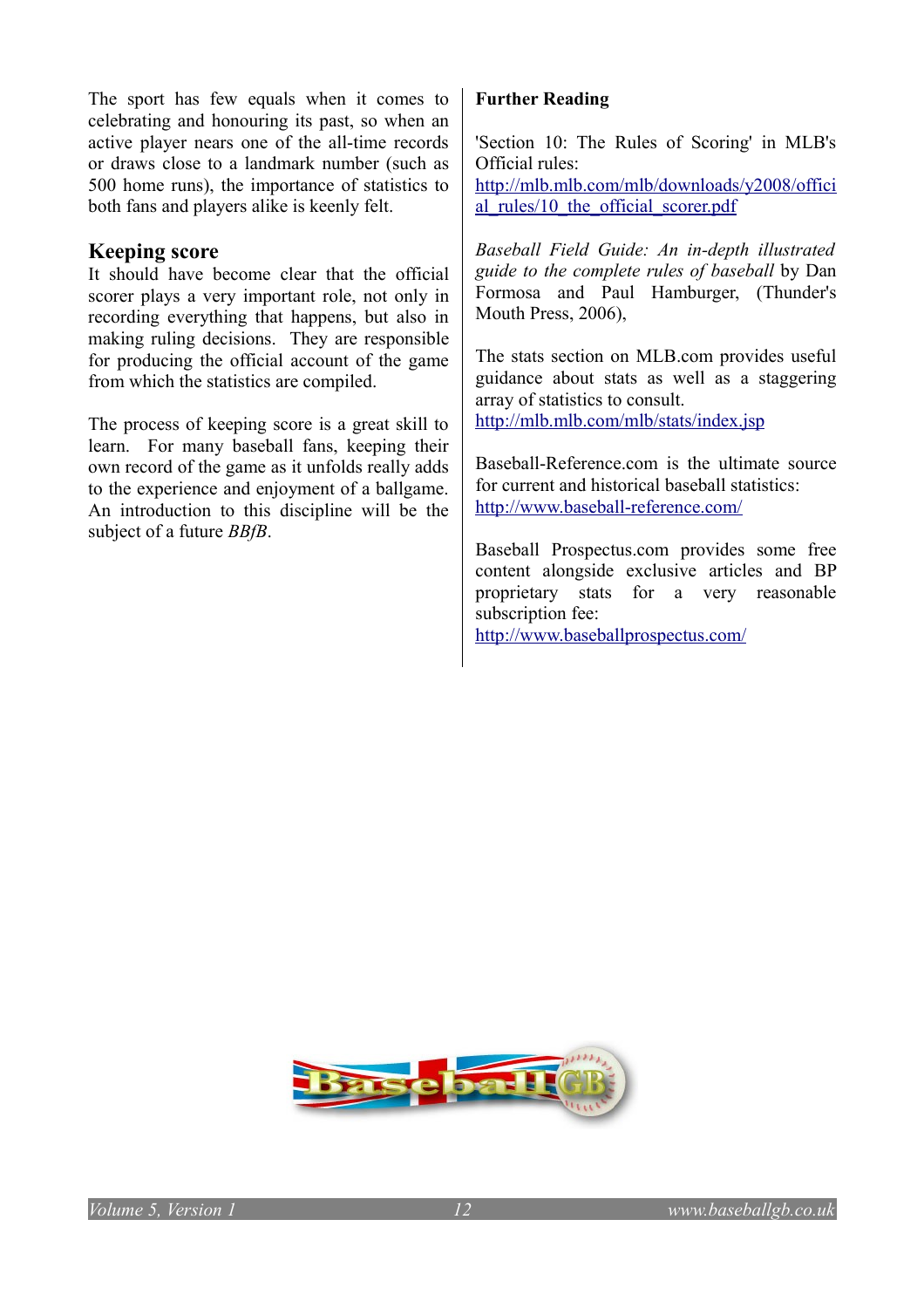The sport has few equals when it comes to celebrating and honouring its past, so when an active player nears one of the all-time records or draws close to a landmark number (such as 500 home runs), the importance of statistics to both fans and players alike is keenly felt.

## Keeping score

It should have become clear that the official scorer plays a very important role, not only in recording everything that happens, but also in making ruling decisions. They are responsible for producing the official account of the game from which the statistics are compiled.

The process of keeping score is a great skill to learn. For many baseball fans, keeping their own record of the game as it unfolds really adds to the experience and enjoyment of a ballgame. An introduction to this discipline will be the subject of a future *BBfB*.

## Further Reading

'Section 10: The Rules of Scoring' in MLB's Official rules:
http://mlb.mlb.com/mlb/downloads/y2008/official_rules/10_the_official_scorer.pdf

*Baseball Field Guide: An in-depth illustrated guide to the complete rules of baseball* by Dan Formosa and Paul Hamburger, (Thunder's Mouth Press, 2006),

The stats section on MLB.com provides useful guidance about stats as well as a staggering array of statistics to consult.
http://mlb.mlb.com/mlb/stats/index.jsp

Baseball-Reference.com is the ultimate source for current and historical baseball statistics:
http://www.baseball-reference.com/

Baseball Prospectus.com provides some free content alongside exclusive articles and BP proprietary stats for a very reasonable subscription fee:
http://www.baseballprospectus.com/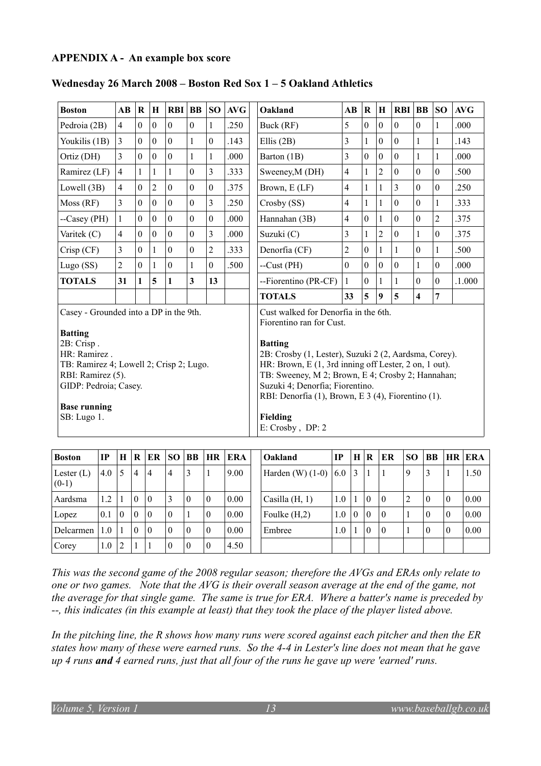**APPENDIX A - An example box score**

**Wednesday 26 March 2008 – Boston Red Sox 1 – 5 Oakland Athletics**

| Boston | AB | R | H | RBI | BB | SO | AVG |
|---|---|---|---|---|---|---|---|
| Pedroia (2B) | 4 | 0 | 0 | 0 | 0 | 1 | .250 |
| Youkilis (1B) | 3 | 0 | 0 | 0 | 1 | 0 | .143 |
| Ortiz (DH) | 3 | 0 | 0 | 0 | 1 | 1 | .000 |
| Ramirez (LF) | 4 | 1 | 1 | 1 | 0 | 3 | .333 |
| Lowell (3B) | 4 | 0 | 2 | 0 | 0 | 0 | .375 |
| Moss (RF) | 3 | 0 | 0 | 0 | 0 | 3 | .250 |
| --Casey (PH) | 1 | 0 | 0 | 0 | 0 | 0 | .000 |
| Varitek (C) | 4 | 0 | 0 | 0 | 0 | 3 | .000 |
| Crisp (CF) | 3 | 0 | 1 | 0 | 0 | 2 | .333 |
| Lugo (SS) | 2 | 0 | 1 | 0 | 1 | 0 | .500 |
| **TOTALS** | **31** | **1** | **5** | **1** | **3** | **13** | |

Casey - Grounded into a DP in the 9th.

**Batting**
2B: Crisp .
HR: Ramirez .
TB: Ramirez 4; Lowell 2; Crisp 2; Lugo.
RBI: Ramirez (5).
GIDP: Pedroia; Casey.

**Base running**
SB: Lugo 1.

| Oakland | AB | R | H | RBI | BB | SO | AVG |
|---|---|---|---|---|---|---|---|
| Buck (RF) | 5 | 0 | 0 | 0 | 0 | 1 | .000 |
| Ellis (2B) | 3 | 1 | 0 | 0 | 1 | 1 | .143 |
| Barton (1B) | 3 | 0 | 0 | 0 | 1 | 1 | .000 |
| Sweeney,M (DH) | 4 | 1 | 2 | 0 | 0 | 0 | .500 |
| Brown, E (LF) | 4 | 1 | 1 | 3 | 0 | 0 | .250 |
| Crosby (SS) | 4 | 1 | 1 | 0 | 0 | 1 | .333 |
| Hannahan (3B) | 4 | 0 | 1 | 0 | 0 | 2 | .375 |
| Suzuki (C) | 3 | 1 | 2 | 0 | 1 | 0 | .375 |
| Denorfia (CF) | 2 | 0 | 1 | 1 | 0 | 1 | .500 |
| --Cust (PH) | 0 | 0 | 0 | 0 | 1 | 0 | .000 |
| --Fiorentino (PR-CF) | 1 | 0 | 1 | 1 | 0 | 0 | .1.000 |
| **TOTALS** | **33** | **5** | **9** | **5** | **4** | **7** | |

Cust walked for Denorfia in the 6th.
Fiorentino ran for Cust.

**Batting**
2B: Crosby (1, Lester), Suzuki 2 (2, Aardsma, Corey).
HR: Brown, E (1, 3rd inning off Lester, 2 on, 1 out).
TB: Sweeney, M 2; Brown, E 4; Crosby 2; Hannahan; Suzuki 4; Denorfia; Fiorentino.
RBI: Denorfia (1), Brown, E 3 (4), Fiorentino (1).

**Fielding**
E: Crosby , DP: 2

| Boston | IP | H | R | ER | SO | BB | HR | ERA |
|---|---|---|---|---|---|---|---|---|
| Lester (L) (0-1) | 4.0 | 5 | 4 | 4 | 4 | 3 | 1 | 9.00 |
| Aardsma | 1.2 | 1 | 0 | 0 | 3 | 0 | 0 | 0.00 |
| Lopez | 0.1 | 0 | 0 | 0 | 0 | 1 | 0 | 0.00 |
| Delcarmen | 1.0 | 1 | 0 | 0 | 0 | 0 | 0 | 0.00 |
| Corey | 1.0 | 2 | 1 | 1 | 0 | 0 | 0 | 4.50 |

| Oakland | IP | H | R | ER | SO | BB | HR | ERA |
|---|---|---|---|---|---|---|---|---|
| Harden (W) (1-0) | 6.0 | 3 | 1 | 1 | 9 | 3 | 1 | 1.50 |
| Casilla (H, 1) | 1.0 | 1 | 0 | 0 | 2 | 0 | 0 | 0.00 |
| Foulke (H,2) | 1.0 | 0 | 0 | 0 | 1 | 0 | 0 | 0.00 |
| Embree | 1.0 | 1 | 0 | 0 | 1 | 0 | 0 | 0.00 |

*This was the second game of the 2008 regular season; therefore the AVGs and ERAs only relate to one or two games. Note that the AVG is their overall season average at the end of the game, not the average for that single game. The same is true for ERA. Where a batter's name is preceded by --, this indicates (in this example at least) that they took the place of the player listed above.*

*In the pitching line, the R shows how many runs were scored against each pitcher and then the ER states how many of these were earned runs. So the 4-4 in Lester's line does not mean that he gave up 4 runs **and** 4 earned runs, just that all four of the runs he gave up were 'earned' runs.*